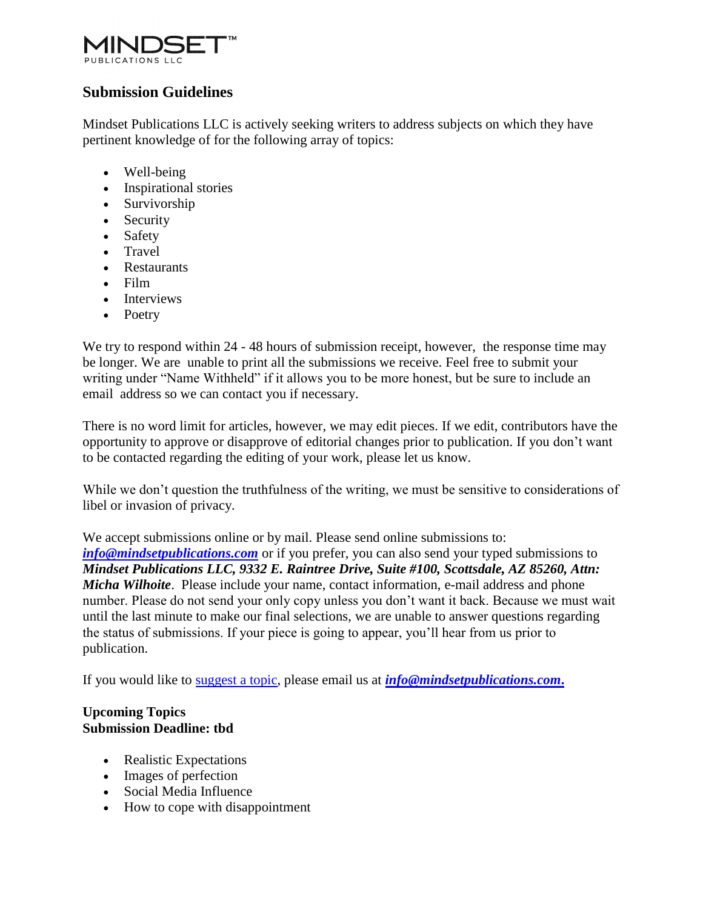MINDSET™
PUBLICATIONS LLC

## Submission Guidelines

Mindset Publications LLC is actively seeking writers to address subjects on which they have pertinent knowledge of for the following array of topics:

- Well-being
- Inspirational stories
- Survivorship
- Security
- Safety
- Travel
- Restaurants
- Film
- Interviews
- Poetry

We try to respond within 24 - 48 hours of submission receipt, however, the response time may be longer. We are unable to print all the submissions we receive. Feel free to submit your writing under "Name Withheld" if it allows you to be more honest, but be sure to include an email address so we can contact you if necessary.

There is no word limit for articles, however, we may edit pieces. If we edit, contributors have the opportunity to approve or disapprove of editorial changes prior to publication. If you don't want to be contacted regarding the editing of your work, please let us know.

While we don't question the truthfulness of the writing, we must be sensitive to considerations of libel or invasion of privacy.

We accept submissions online or by mail. Please send online submissions to: ***info@mindsetpublications.com*** or if you prefer, you can also send your typed submissions to ***Mindset Publications LLC, 9332 E. Raintree Drive, Suite #100, Scottsdale, AZ 85260, Attn: Micha Wilhoite***. Please include your name, contact information, e-mail address and phone number. Please do not send your only copy unless you don't want it back. Because we must wait until the last minute to make our final selections, we are unable to answer questions regarding the status of submissions. If your piece is going to appear, you'll hear from us prior to publication.

If you would like to suggest a topic, please email us at ***info@mindsetpublications.com.***

**Upcoming Topics**
**Submission Deadline: tbd**

- Realistic Expectations
- Images of perfection
- Social Media Influence
- How to cope with disappointment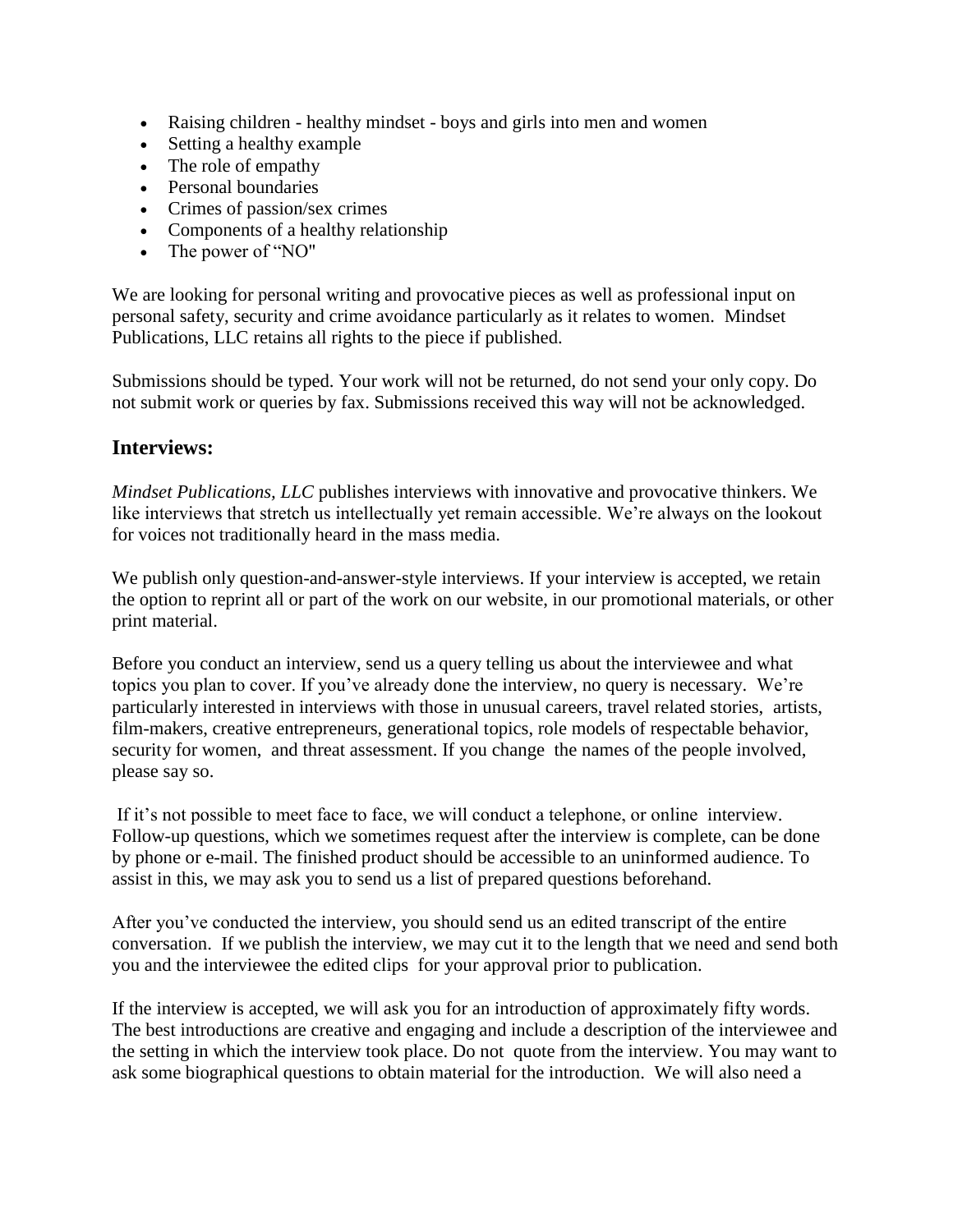- Raising children - healthy mindset - boys and girls into men and women
- Setting a healthy example
- The role of empathy
- Personal boundaries
- Crimes of passion/sex crimes
- Components of a healthy relationship
- The power of "NO"

We are looking for personal writing and provocative pieces as well as professional input on personal safety, security and crime avoidance particularly as it relates to women. Mindset Publications, LLC retains all rights to the piece if published.

Submissions should be typed. Your work will not be returned, do not send your only copy. Do not submit work or queries by fax. Submissions received this way will not be acknowledged.

## Interviews:

*Mindset Publications, LLC* publishes interviews with innovative and provocative thinkers. We like interviews that stretch us intellectually yet remain accessible. We're always on the lookout for voices not traditionally heard in the mass media.

We publish only question-and-answer-style interviews. If your interview is accepted, we retain the option to reprint all or part of the work on our website, in our promotional materials, or other print material.

Before you conduct an interview, send us a query telling us about the interviewee and what topics you plan to cover. If you've already done the interview, no query is necessary. We're particularly interested in interviews with those in unusual careers, travel related stories, artists, film-makers, creative entrepreneurs, generational topics, role models of respectable behavior, security for women, and threat assessment. If you change the names of the people involved, please say so.

If it's not possible to meet face to face, we will conduct a telephone, or online interview. Follow-up questions, which we sometimes request after the interview is complete, can be done by phone or e-mail. The finished product should be accessible to an uninformed audience. To assist in this, we may ask you to send us a list of prepared questions beforehand.

After you've conducted the interview, you should send us an edited transcript of the entire conversation. If we publish the interview, we may cut it to the length that we need and send both you and the interviewee the edited clips for your approval prior to publication.

If the interview is accepted, we will ask you for an introduction of approximately fifty words. The best introductions are creative and engaging and include a description of the interviewee and the setting in which the interview took place. Do not quote from the interview. You may want to ask some biographical questions to obtain material for the introduction. We will also need a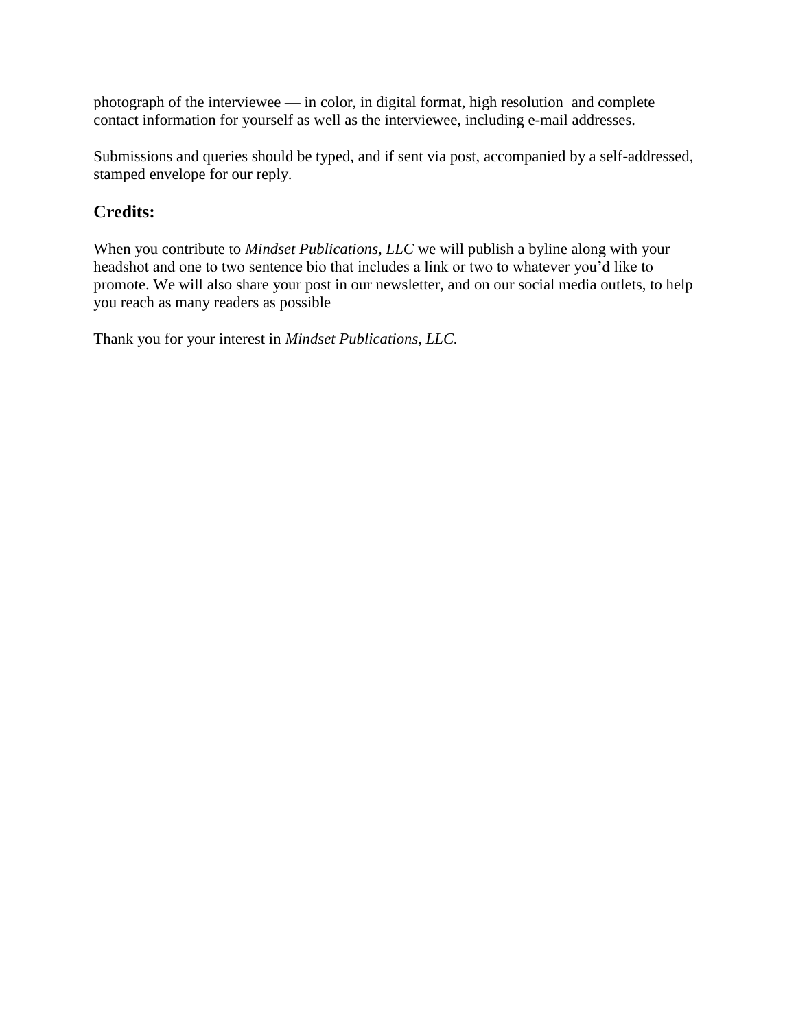photograph of the interviewee — in color, in digital format, high resolution and complete contact information for yourself as well as the interviewee, including e-mail addresses.

Submissions and queries should be typed, and if sent via post, accompanied by a self-addressed, stamped envelope for our reply.

## Credits:

When you contribute to *Mindset Publications, LLC* we will publish a byline along with your headshot and one to two sentence bio that includes a link or two to whatever you'd like to promote. We will also share your post in our newsletter, and on our social media outlets, to help you reach as many readers as possible

Thank you for your interest in *Mindset Publications, LLC.*